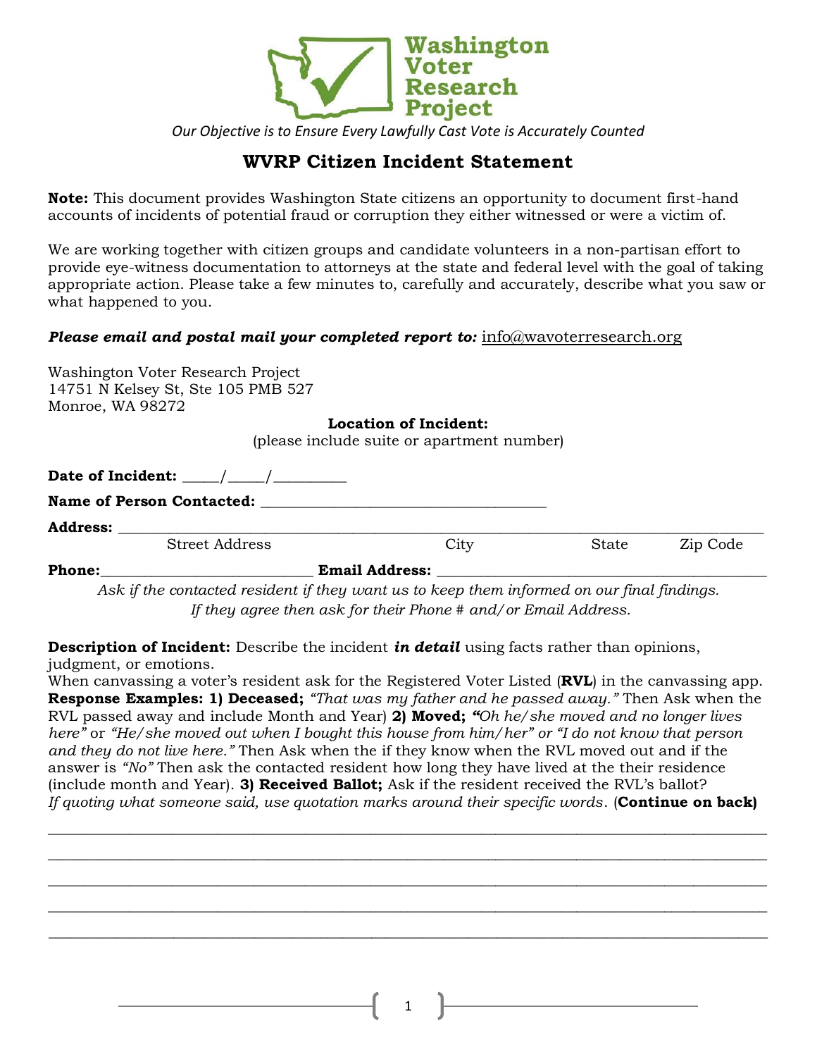Washington Voter Research Project

*Our Objective is to Ensure Every Lawfully Cast Vote is Accurately Counted*

## WVRP Citizen Incident Statement

**Note:** This document provides Washington State citizens an opportunity to document first-hand accounts of incidents of potential fraud or corruption they either witnessed or were a victim of.

We are working together with citizen groups and candidate volunteers in a non-partisan effort to provide eye-witness documentation to attorneys at the state and federal level with the goal of taking appropriate action. Please take a few minutes to, carefully and accurately, describe what you saw or what happened to you.

***Please email and postal mail your completed report to:*** info@wavoterresearch.org

Washington Voter Research Project
14751 N Kelsey St, Ste 105 PMB 527
Monroe, WA 98272

**Location of Incident:**
(please include suite or apartment number)

**Date of Incident:** _____/_____/_________

**Name of Person Contacted:** ____________________________________

**Address:** ______________________________________________________________________________

Street Address    City    State    Zip Code

**Phone:**___________________________ **Email Address:** ________________________________________

*Ask if the contacted resident if they want us to keep them informed on our final findings. If they agree then ask for their Phone # and/or Email Address.*

**Description of Incident:** Describe the incident ***in detail*** using facts rather than opinions, judgment, or emotions.
When canvassing a voter's resident ask for the Registered Voter Listed (**RVL**) in the canvassing app. **Response Examples: 1) Deceased;** *"That was my father and he passed away."* Then Ask when the RVL passed away and include Month and Year) **2) Moved; *"***Oh he/she moved and no longer lives here" or "He/she moved out when I bought this house from him/her" or "I do not know that person and they do not live here."* Then Ask when the if they know when the RVL moved out and if the answer is *"No"* Then ask the contacted resident how long they have lived at the their residence (include month and Year). **3) Received Ballot;** Ask if the resident received the RVL's ballot? *If quoting what someone said, use quotation marks around their specific words*. (**Continue on back)**

_____________________________________________________________________________________

_____________________________________________________________________________________

_____________________________________________________________________________________

_____________________________________________________________________________________

_____________________________________________________________________________________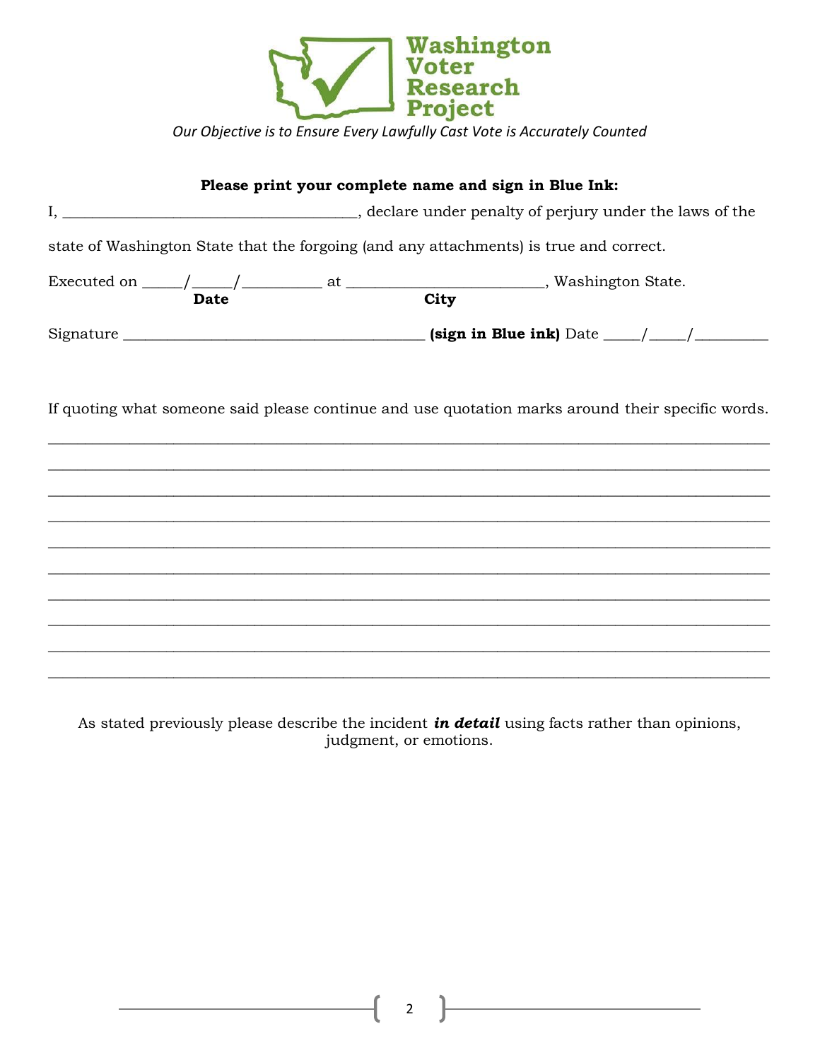# Washington Voter Research Project

*Our Objective is to Ensure Every Lawfully Cast Vote is Accurately Counted*

**Please print your complete name and sign in Blue Ink:**

I, ______________________________________, declare under penalty of perjury under the laws of the state of Washington State that the forgoing (and any attachments) is true and correct.

Executed on _____/_____/__________ at _________________________, Washington State.
**Date** **City**

Signature ______________________________________ **(sign in Blue ink)** Date _____/_____/__________

If quoting what someone said please continue and use quotation marks around their specific words.

______________________________________________________________________________

______________________________________________________________________________

______________________________________________________________________________

______________________________________________________________________________

______________________________________________________________________________

______________________________________________________________________________

______________________________________________________________________________

______________________________________________________________________________

______________________________________________________________________________

______________________________________________________________________________

As stated previously please describe the incident ***in detail*** using facts rather than opinions, judgment, or emotions.